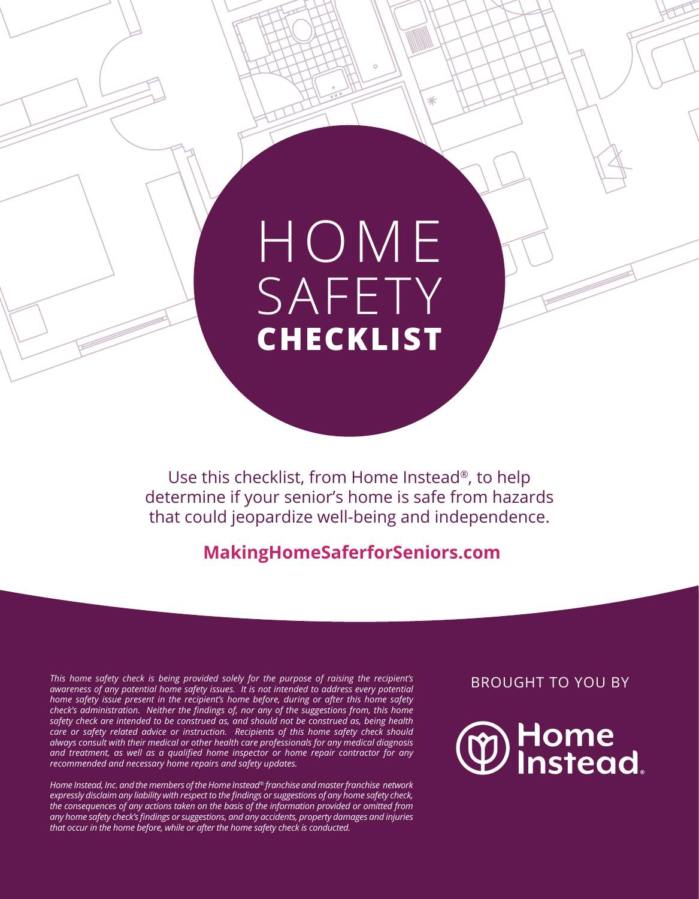# HOME SAFETY **CHECKLIST**

Use this checklist, from Home Instead®, to help determine if your senior's home is safe from hazards that could jeopardize well-being and independence.

**MakingHomeSaferforSeniors.com**

*This home safety check is being provided solely for the purpose of raising the recipient's awareness of any potential home safety issues. It is not intended to address every potential home safety issue present in the recipient's home before, during or after this home safety check's administration. Neither the findings of, nor any of the suggestions from, this home safety check are intended to be construed as, and should not be construed as, being health care or safety related advice or instruction. Recipients of this home safety check should always consult with their medical or other health care professionals for any medical diagnosis and treatment, as well as a qualified home inspector or home repair contractor for any recommended and necessary home repairs and safety updates.*

*Home Instead, Inc. and the members of the Home Instead® franchise and master franchise network expressly disclaim any liability with respect to the findings or suggestions of any home safety check, the consequences of any actions taken on the basis of the information provided or omitted from any home safety check's findings or suggestions, and any accidents, property damages and injuries that occur in the home before, while or after the home safety check is conducted.*

BROUGHT TO YOU BY

Home Instead.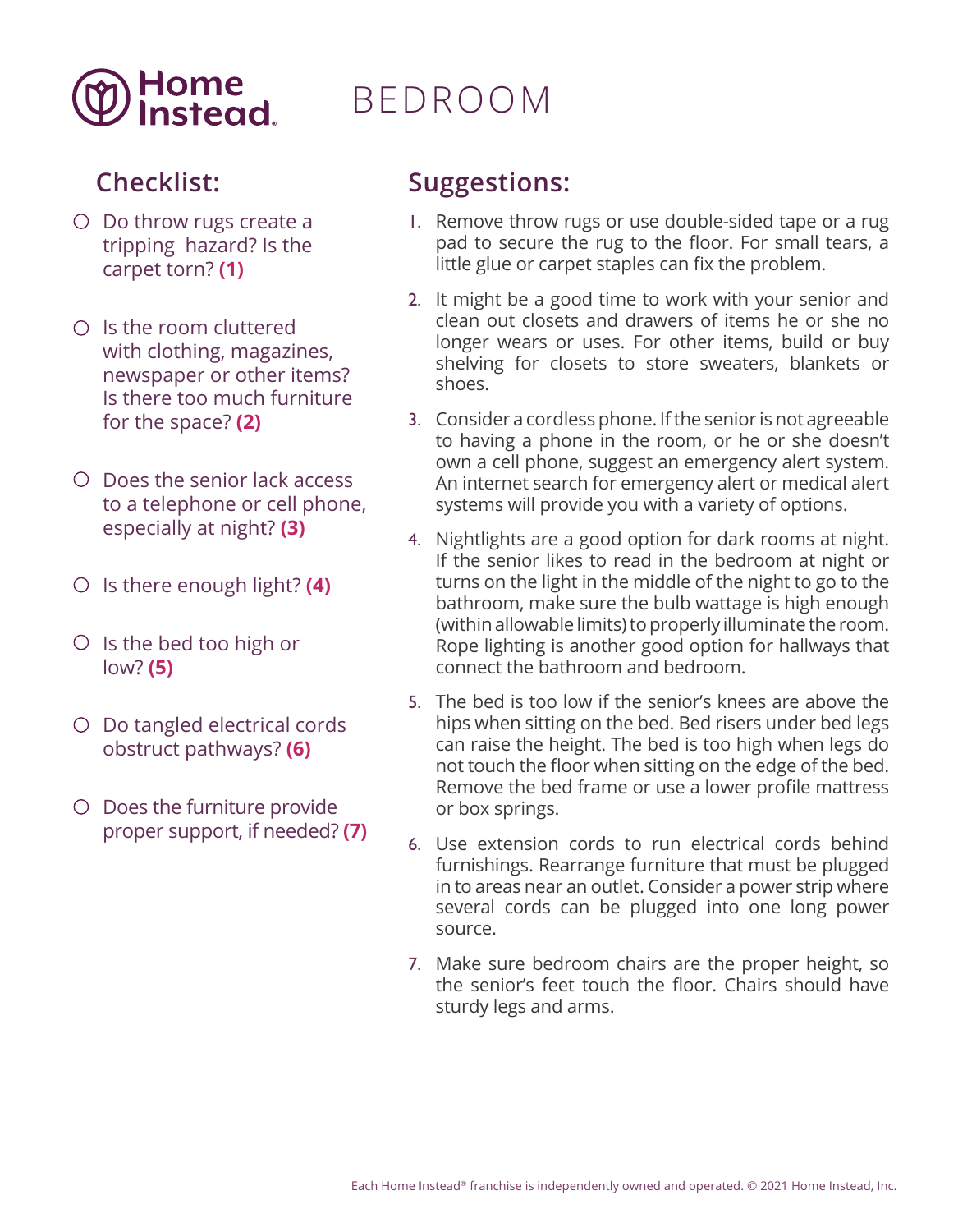Home Instead

# BEDROOM

## Checklist:

- Do throw rugs create a tripping hazard? Is the carpet torn? **(1)**
- Is the room cluttered with clothing, magazines, newspaper or other items? Is there too much furniture for the space? **(2)**
- Does the senior lack access to a telephone or cell phone, especially at night? **(3)**
- Is there enough light? **(4)**
- Is the bed too high or low? **(5)**
- Do tangled electrical cords obstruct pathways? **(6)**
- Does the furniture provide proper support, if needed? **(7)**

## Suggestions:

1. Remove throw rugs or use double-sided tape or a rug pad to secure the rug to the floor. For small tears, a little glue or carpet staples can fix the problem.
2. It might be a good time to work with your senior and clean out closets and drawers of items he or she no longer wears or uses. For other items, build or buy shelving for closets to store sweaters, blankets or shoes.
3. Consider a cordless phone. If the senior is not agreeable to having a phone in the room, or he or she doesn't own a cell phone, suggest an emergency alert system. An internet search for emergency alert or medical alert systems will provide you with a variety of options.
4. Nightlights are a good option for dark rooms at night. If the senior likes to read in the bedroom at night or turns on the light in the middle of the night to go to the bathroom, make sure the bulb wattage is high enough (within allowable limits) to properly illuminate the room. Rope lighting is another good option for hallways that connect the bathroom and bedroom.
5. The bed is too low if the senior's knees are above the hips when sitting on the bed. Bed risers under bed legs can raise the height. The bed is too high when legs do not touch the floor when sitting on the edge of the bed. Remove the bed frame or use a lower profile mattress or box springs.
6. Use extension cords to run electrical cords behind furnishings. Rearrange furniture that must be plugged in to areas near an outlet. Consider a power strip where several cords can be plugged into one long power source.
7. Make sure bedroom chairs are the proper height, so the senior's feet touch the floor. Chairs should have sturdy legs and arms.

Each Home Instead® franchise is independently owned and operated. © 2021 Home Instead, Inc.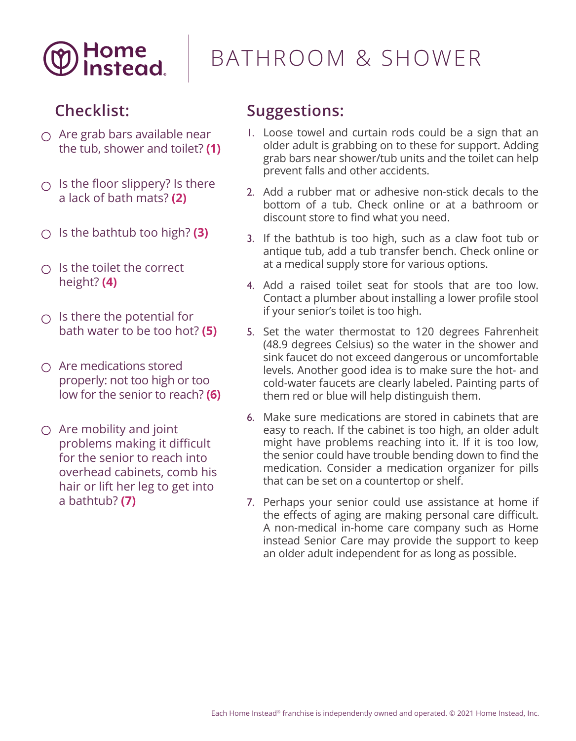# BATHROOM & SHOWER

## Checklist:

- ○ Are grab bars available near the tub, shower and toilet? **(1)**
- ○ Is the floor slippery? Is there a lack of bath mats? **(2)**
- ○ Is the bathtub too high? **(3)**
- ○ Is the toilet the correct height? **(4)**
- ○ Is there the potential for bath water to be too hot? **(5)**
- ○ Are medications stored properly: not too high or too low for the senior to reach? **(6)**
- ○ Are mobility and joint problems making it difficult for the senior to reach into overhead cabinets, comb his hair or lift her leg to get into a bathtub? **(7)**

## Suggestions:

1. Loose towel and curtain rods could be a sign that an older adult is grabbing on to these for support. Adding grab bars near shower/tub units and the toilet can help prevent falls and other accidents.
2. Add a rubber mat or adhesive non-stick decals to the bottom of a tub. Check online or at a bathroom or discount store to find what you need.
3. If the bathtub is too high, such as a claw foot tub or antique tub, add a tub transfer bench. Check online or at a medical supply store for various options.
4. Add a raised toilet seat for stools that are too low. Contact a plumber about installing a lower profile stool if your senior's toilet is too high.
5. Set the water thermostat to 120 degrees Fahrenheit (48.9 degrees Celsius) so the water in the shower and sink faucet do not exceed dangerous or uncomfortable levels. Another good idea is to make sure the hot- and cold-water faucets are clearly labeled. Painting parts of them red or blue will help distinguish them.
6. Make sure medications are stored in cabinets that are easy to reach. If the cabinet is too high, an older adult might have problems reaching into it. If it is too low, the senior could have trouble bending down to find the medication. Consider a medication organizer for pills that can be set on a countertop or shelf.
7. Perhaps your senior could use assistance at home if the effects of aging are making personal care difficult. A non-medical in-home care company such as Home instead Senior Care may provide the support to keep an older adult independent for as long as possible.

Each Home Instead® franchise is independently owned and operated. © 2021 Home Instead, Inc.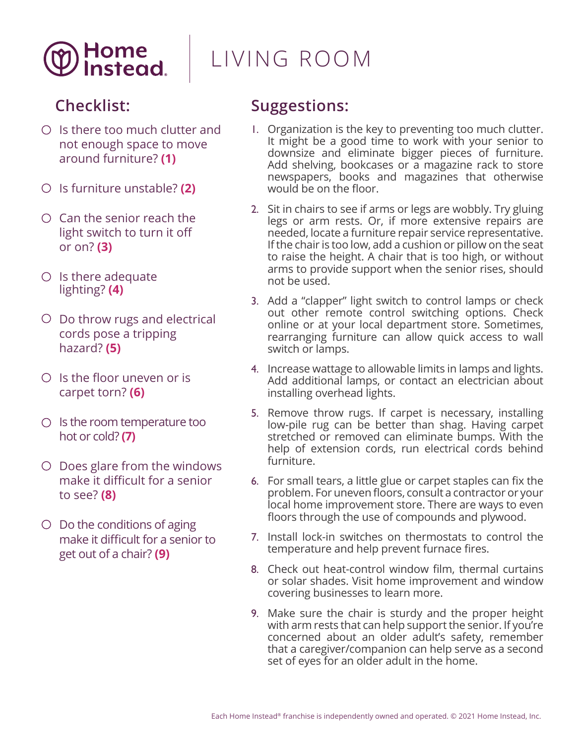# LIVING ROOM

## Checklist:

- ○ Is there too much clutter and not enough space to move around furniture? **(1)**
- ○ Is furniture unstable? **(2)**
- ○ Can the senior reach the light switch to turn it off or on? **(3)**
- ○ Is there adequate lighting? **(4)**
- ○ Do throw rugs and electrical cords pose a tripping hazard? **(5)**
- ○ Is the floor uneven or is carpet torn? **(6)**
- ○ Is the room temperature too hot or cold? **(7)**
- ○ Does glare from the windows make it difficult for a senior to see? **(8)**
- ○ Do the conditions of aging make it difficult for a senior to get out of a chair? **(9)**

## Suggestions:

1. Organization is the key to preventing too much clutter. It might be a good time to work with your senior to downsize and eliminate bigger pieces of furniture. Add shelving, bookcases or a magazine rack to store newspapers, books and magazines that otherwise would be on the floor.
2. Sit in chairs to see if arms or legs are wobbly. Try gluing legs or arm rests. Or, if more extensive repairs are needed, locate a furniture repair service representative. If the chair is too low, add a cushion or pillow on the seat to raise the height. A chair that is too high, or without arms to provide support when the senior rises, should not be used.
3. Add a "clapper" light switch to control lamps or check out other remote control switching options. Check online or at your local department store. Sometimes, rearranging furniture can allow quick access to wall switch or lamps.
4. Increase wattage to allowable limits in lamps and lights. Add additional lamps, or contact an electrician about installing overhead lights.
5. Remove throw rugs. If carpet is necessary, installing low-pile rug can be better than shag. Having carpet stretched or removed can eliminate bumps. With the help of extension cords, run electrical cords behind furniture.
6. For small tears, a little glue or carpet staples can fix the problem. For uneven floors, consult a contractor or your local home improvement store. There are ways to even floors through the use of compounds and plywood.
7. Install lock-in switches on thermostats to control the temperature and help prevent furnace fires.
8. Check out heat-control window film, thermal curtains or solar shades. Visit home improvement and window covering businesses to learn more.
9. Make sure the chair is sturdy and the proper height with arm rests that can help support the senior. If you're concerned about an older adult's safety, remember that a caregiver/companion can help serve as a second set of eyes for an older adult in the home.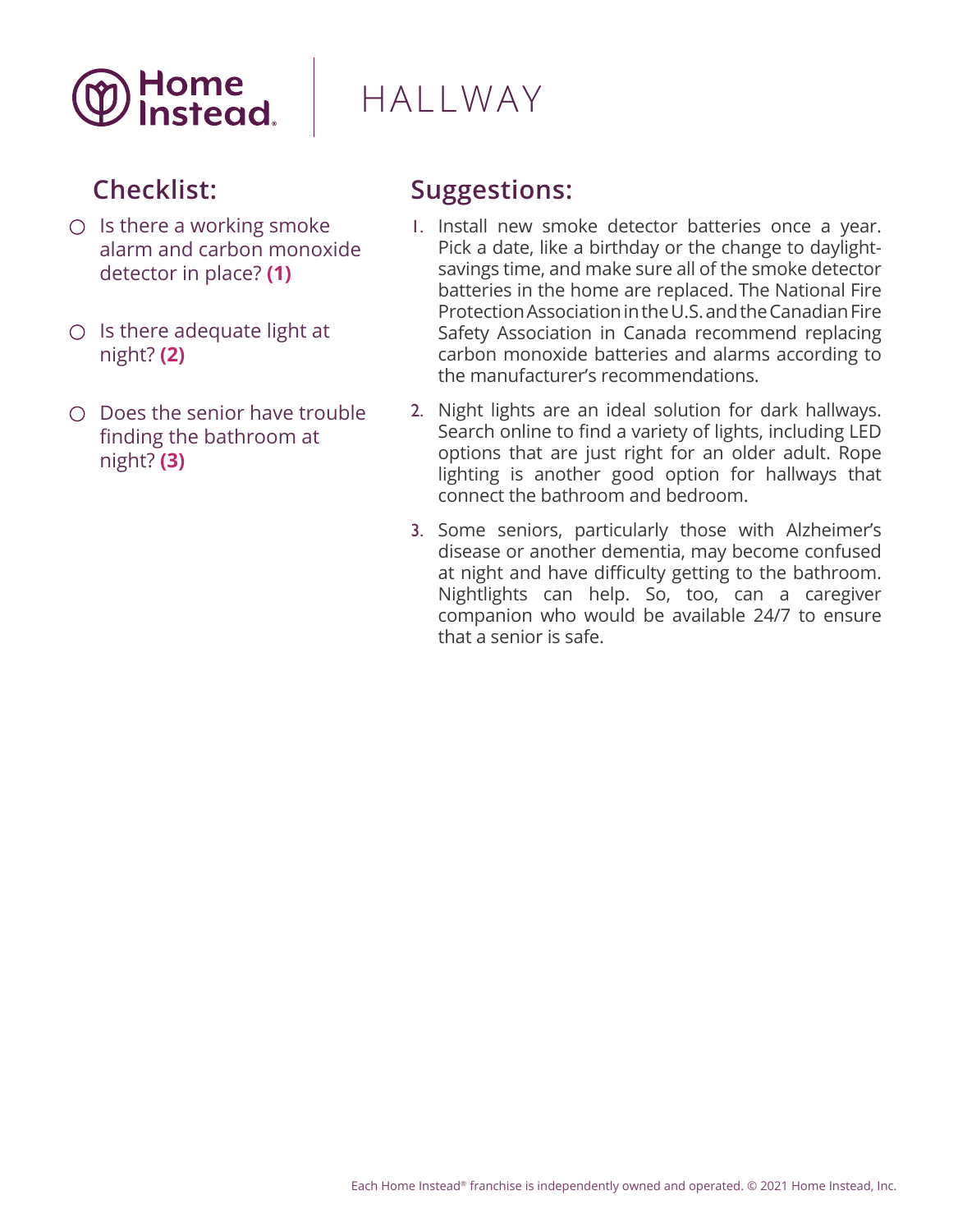# HALLWAY

## Checklist:

- ○ Is there a working smoke alarm and carbon monoxide detector in place? **(1)**
- ○ Is there adequate light at night? **(2)**
- ○ Does the senior have trouble finding the bathroom at night? **(3)**

## Suggestions:

1. Install new smoke detector batteries once a year. Pick a date, like a birthday or the change to daylight-savings time, and make sure all of the smoke detector batteries in the home are replaced. The National Fire Protection Association in the U.S. and the Canadian Fire Safety Association in Canada recommend replacing carbon monoxide batteries and alarms according to the manufacturer's recommendations.
2. Night lights are an ideal solution for dark hallways. Search online to find a variety of lights, including LED options that are just right for an older adult. Rope lighting is another good option for hallways that connect the bathroom and bedroom.
3. Some seniors, particularly those with Alzheimer's disease or another dementia, may become confused at night and have difficulty getting to the bathroom. Nightlights can help. So, too, can a caregiver companion who would be available 24/7 to ensure that a senior is safe.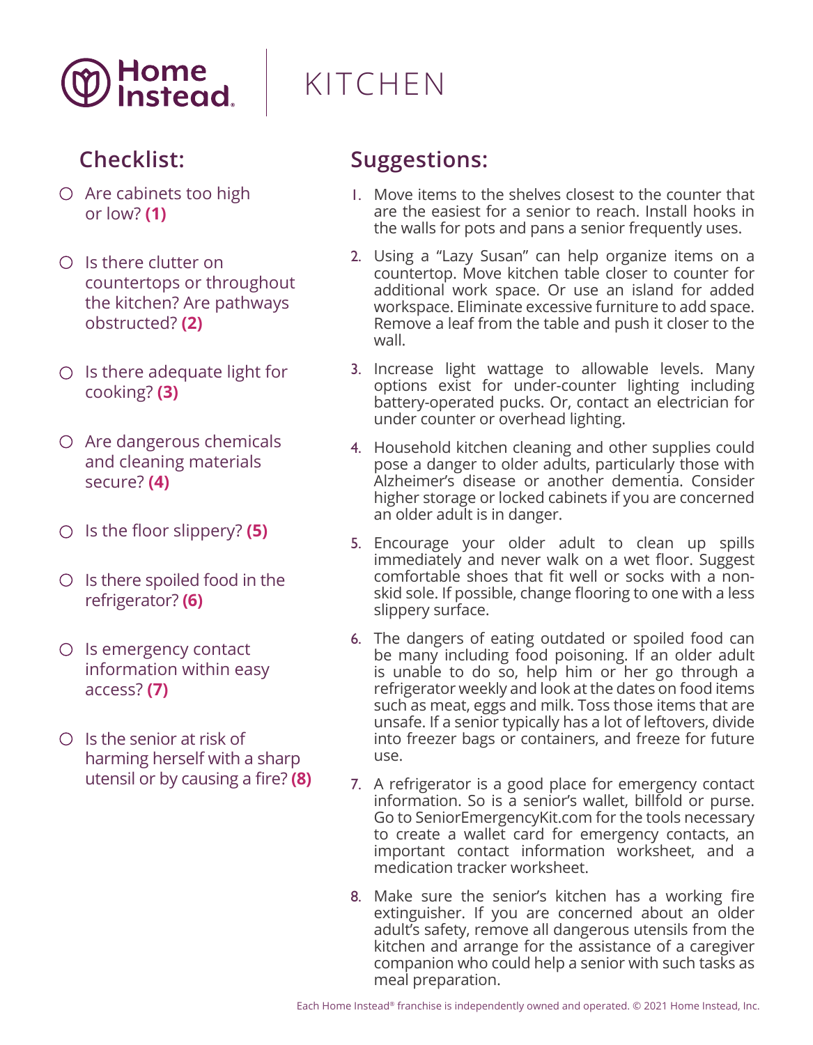# KITCHEN

## Checklist:

- Are cabinets too high or low? **(1)**
- Is there clutter on countertops or throughout the kitchen? Are pathways obstructed? **(2)**
- Is there adequate light for cooking? **(3)**
- Are dangerous chemicals and cleaning materials secure? **(4)**
- Is the floor slippery? **(5)**
- Is there spoiled food in the refrigerator? **(6)**
- Is emergency contact information within easy access? **(7)**
- Is the senior at risk of harming herself with a sharp utensil or by causing a fire? **(8)**

## Suggestions:

1. Move items to the shelves closest to the counter that are the easiest for a senior to reach. Install hooks in the walls for pots and pans a senior frequently uses.
2. Using a "Lazy Susan" can help organize items on a countertop. Move kitchen table closer to counter for additional work space. Or use an island for added workspace. Eliminate excessive furniture to add space. Remove a leaf from the table and push it closer to the wall.
3. Increase light wattage to allowable levels. Many options exist for under-counter lighting including battery-operated pucks. Or, contact an electrician for under counter or overhead lighting.
4. Household kitchen cleaning and other supplies could pose a danger to older adults, particularly those with Alzheimer's disease or another dementia. Consider higher storage or locked cabinets if you are concerned an older adult is in danger.
5. Encourage your older adult to clean up spills immediately and never walk on a wet floor. Suggest comfortable shoes that fit well or socks with a non-skid sole. If possible, change flooring to one with a less slippery surface.
6. The dangers of eating outdated or spoiled food can be many including food poisoning. If an older adult is unable to do so, help him or her go through a refrigerator weekly and look at the dates on food items such as meat, eggs and milk. Toss those items that are unsafe. If a senior typically has a lot of leftovers, divide into freezer bags or containers, and freeze for future use.
7. A refrigerator is a good place for emergency contact information. So is a senior's wallet, billfold or purse. Go to SeniorEmergencyKit.com for the tools necessary to create a wallet card for emergency contacts, an important contact information worksheet, and a medication tracker worksheet.
8. Make sure the senior's kitchen has a working fire extinguisher. If you are concerned about an older adult's safety, remove all dangerous utensils from the kitchen and arrange for the assistance of a caregiver companion who could help a senior with such tasks as meal preparation.

Each Home Instead® franchise is independently owned and operated. © 2021 Home Instead, Inc.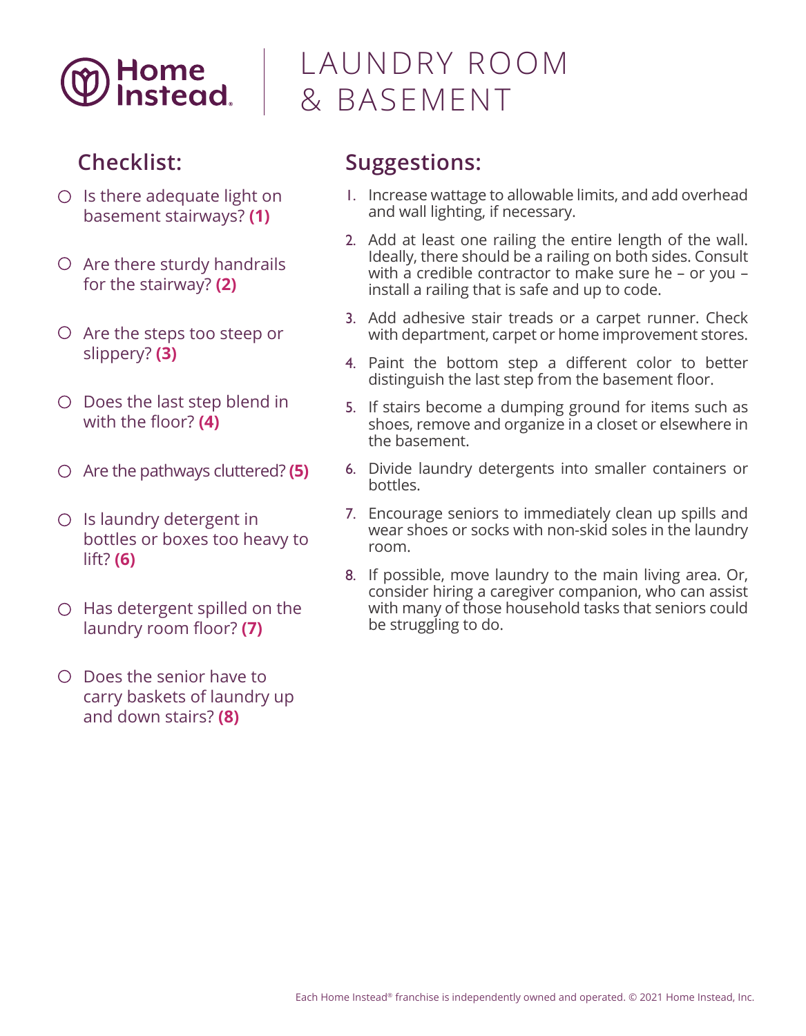# LAUNDRY ROOM & BASEMENT

## Checklist:

- ○ Is there adequate light on basement stairways? **(1)**
- ○ Are there sturdy handrails for the stairway? **(2)**
- ○ Are the steps too steep or slippery? **(3)**
- ○ Does the last step blend in with the floor? **(4)**
- ○ Are the pathways cluttered? **(5)**
- ○ Is laundry detergent in bottles or boxes too heavy to lift? **(6)**
- ○ Has detergent spilled on the laundry room floor? **(7)**
- ○ Does the senior have to carry baskets of laundry up and down stairs? **(8)**

## Suggestions:

1. Increase wattage to allowable limits, and add overhead and wall lighting, if necessary.
2. Add at least one railing the entire length of the wall. Ideally, there should be a railing on both sides. Consult with a credible contractor to make sure he – or you – install a railing that is safe and up to code.
3. Add adhesive stair treads or a carpet runner. Check with department, carpet or home improvement stores.
4. Paint the bottom step a different color to better distinguish the last step from the basement floor.
5. If stairs become a dumping ground for items such as shoes, remove and organize in a closet or elsewhere in the basement.
6. Divide laundry detergents into smaller containers or bottles.
7. Encourage seniors to immediately clean up spills and wear shoes or socks with non-skid soles in the laundry room.
8. If possible, move laundry to the main living area. Or, consider hiring a caregiver companion, who can assist with many of those household tasks that seniors could be struggling to do.

Each Home Instead® franchise is independently owned and operated. © 2021 Home Instead, Inc.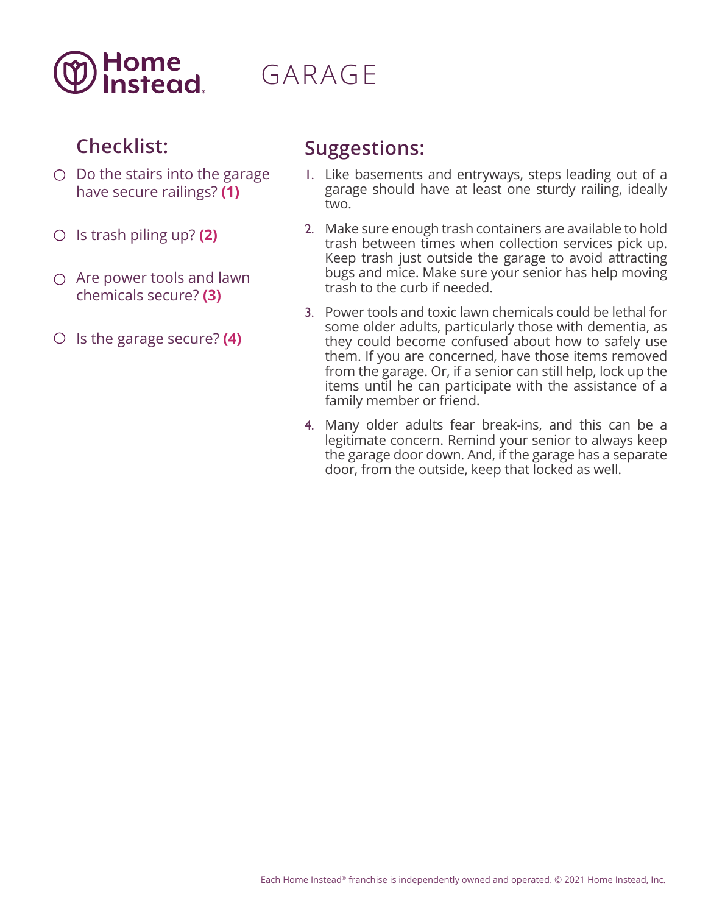# GARAGE

## Checklist:

- ○ Do the stairs into the garage have secure railings? **(1)**
- ○ Is trash piling up? **(2)**
- ○ Are power tools and lawn chemicals secure? **(3)**
- ○ Is the garage secure? **(4)**

## Suggestions:

1. Like basements and entryways, steps leading out of a garage should have at least one sturdy railing, ideally two.
2. Make sure enough trash containers are available to hold trash between times when collection services pick up. Keep trash just outside the garage to avoid attracting bugs and mice. Make sure your senior has help moving trash to the curb if needed.
3. Power tools and toxic lawn chemicals could be lethal for some older adults, particularly those with dementia, as they could become confused about how to safely use them. If you are concerned, have those items removed from the garage. Or, if a senior can still help, lock up the items until he can participate with the assistance of a family member or friend.
4. Many older adults fear break-ins, and this can be a legitimate concern. Remind your senior to always keep the garage door down. And, if the garage has a separate door, from the outside, keep that locked as well.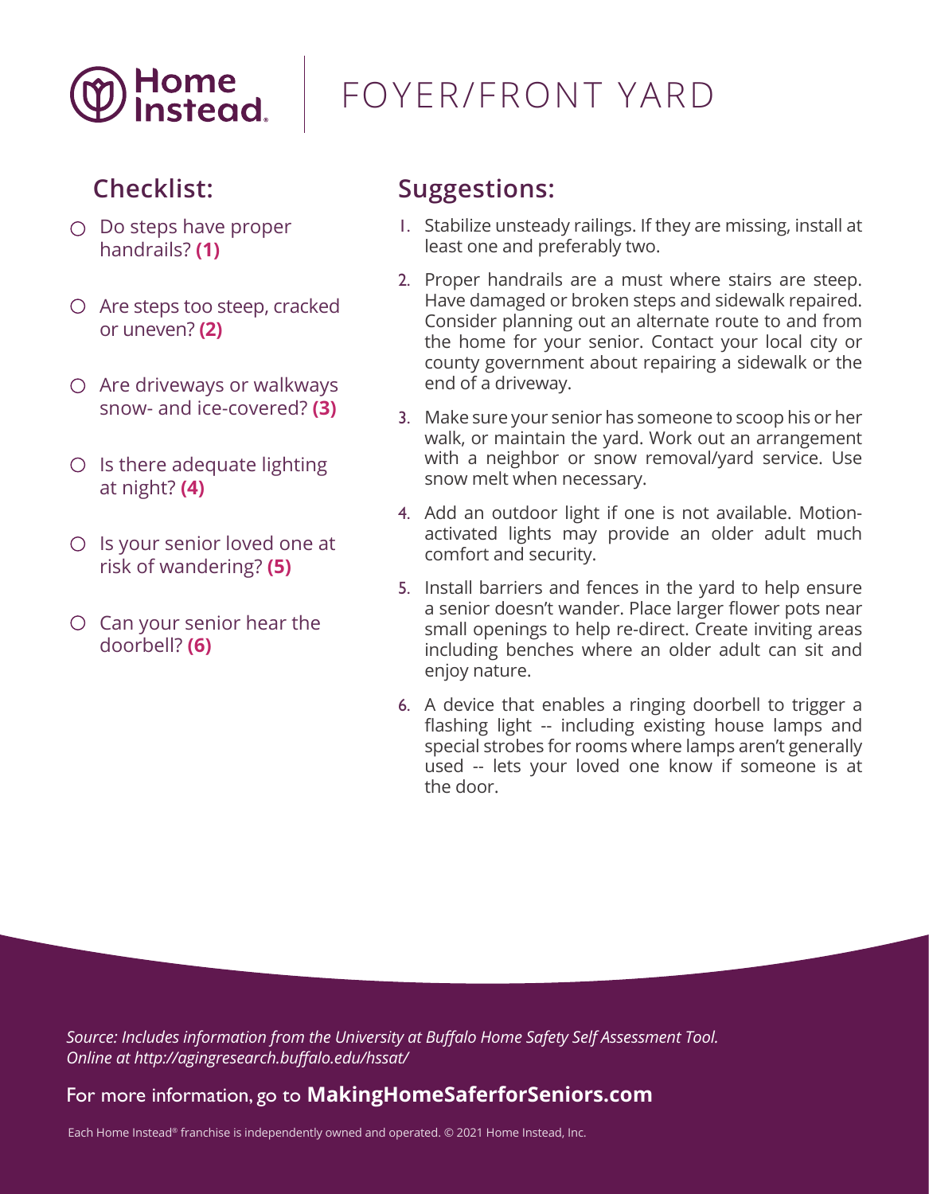Home Instead.

# FOYER/FRONT YARD

## Checklist:

- ○ Do steps have proper handrails? **(1)**
- ○ Are steps too steep, cracked or uneven? **(2)**
- ○ Are driveways or walkways snow- and ice-covered? **(3)**
- ○ Is there adequate lighting at night? **(4)**
- ○ Is your senior loved one at risk of wandering? **(5)**
- ○ Can your senior hear the doorbell? **(6)**

## Suggestions:

1. Stabilize unsteady railings. If they are missing, install at least one and preferably two.
2. Proper handrails are a must where stairs are steep. Have damaged or broken steps and sidewalk repaired. Consider planning out an alternate route to and from the home for your senior. Contact your local city or county government about repairing a sidewalk or the end of a driveway.
3. Make sure your senior has someone to scoop his or her walk, or maintain the yard. Work out an arrangement with a neighbor or snow removal/yard service. Use snow melt when necessary.
4. Add an outdoor light if one is not available. Motion-activated lights may provide an older adult much comfort and security.
5. Install barriers and fences in the yard to help ensure a senior doesn't wander. Place larger flower pots near small openings to help re-direct. Create inviting areas including benches where an older adult can sit and enjoy nature.
6. A device that enables a ringing doorbell to trigger a flashing light -- including existing house lamps and special strobes for rooms where lamps aren't generally used -- lets your loved one know if someone is at the door.

*Source: Includes information from the University at Buffalo Home Safety Self Assessment Tool. Online at http://agingresearch.buffalo.edu/hssat/*

For more information, go to **MakingHomeSaferforSeniors.com**

Each Home Instead® franchise is independently owned and operated. © 2021 Home Instead, Inc.